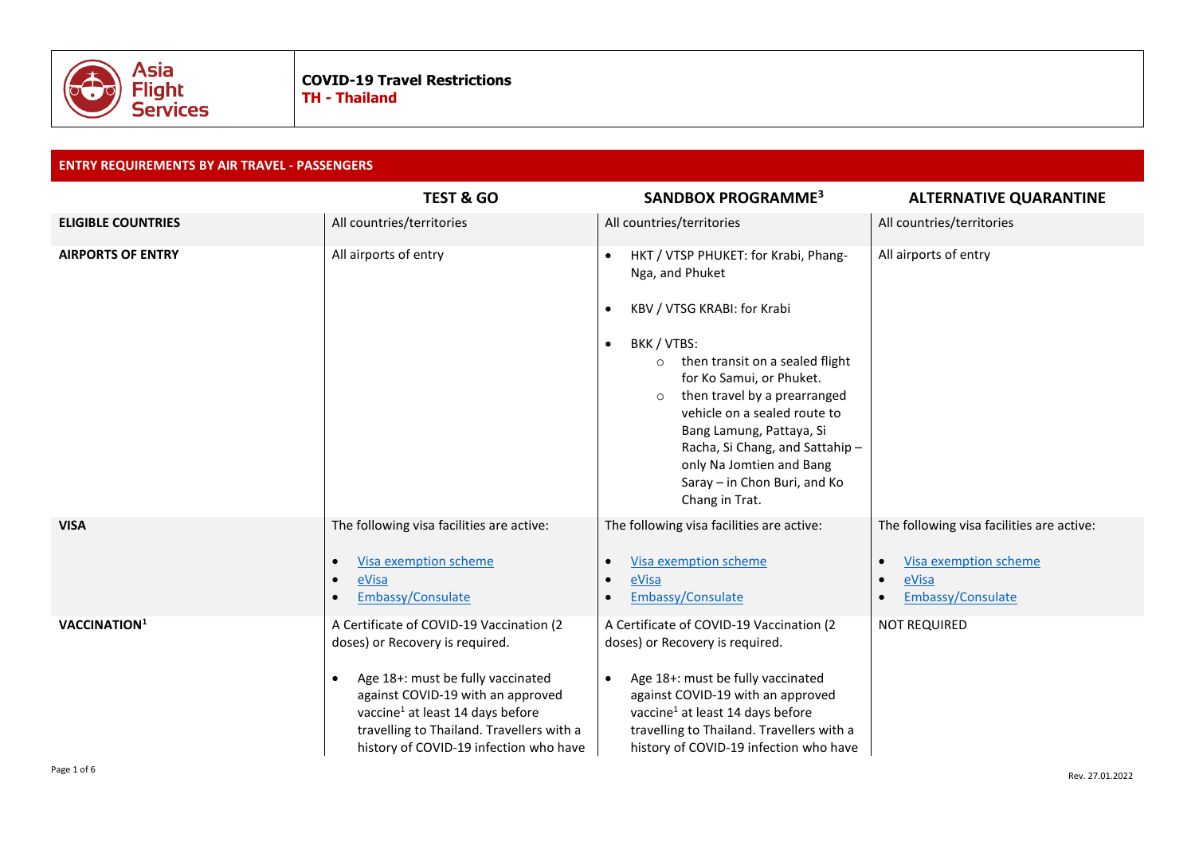**COVID-19 Travel Restrictions**
**TH - Thailand**

## ENTRY REQUIREMENTS BY AIR TRAVEL - PASSENGERS

| | TEST & GO | SANDBOX PROGRAMME[3] | ALTERNATIVE QUARANTINE |
|---|---|---|---|
| **ELIGIBLE COUNTRIES** | All countries/territories | All countries/territories | All countries/territories |
| **AIRPORTS OF ENTRY** | All airports of entry | • HKT / VTSP PHUKET: for Krabi, Phang-Nga, and Phuket<br>• KBV / VTSG KRABI: for Krabi<br>• BKK / VTBS:<br>  ○ then transit on a sealed flight for Ko Samui, or Phuket.<br>  ○ then travel by a prearranged vehicle on a sealed route to Bang Lamung, Pattaya, Si Racha, Si Chang, and Sattahip – only Na Jomtien and Bang Saray – in Chon Buri, and Ko Chang in Trat. | All airports of entry |
| **VISA** | The following visa facilities are active:<br>• Visa exemption scheme<br>• eVisa<br>• Embassy/Consulate | The following visa facilities are active:<br>• Visa exemption scheme<br>• eVisa<br>• Embassy/Consulate | The following visa facilities are active:<br>• Visa exemption scheme<br>• eVisa<br>• Embassy/Consulate |
| **VACCINATION[1]** | A Certificate of COVID-19 Vaccination (2 doses) or Recovery is required.<br>• Age 18+: must be fully vaccinated against COVID-19 with an approved vaccine[1] at least 14 days before travelling to Thailand. Travellers with a history of COVID-19 infection who have | A Certificate of COVID-19 Vaccination (2 doses) or Recovery is required.<br>• Age 18+: must be fully vaccinated against COVID-19 with an approved vaccine[1] at least 14 days before travelling to Thailand. Travellers with a history of COVID-19 infection who have | NOT REQUIRED |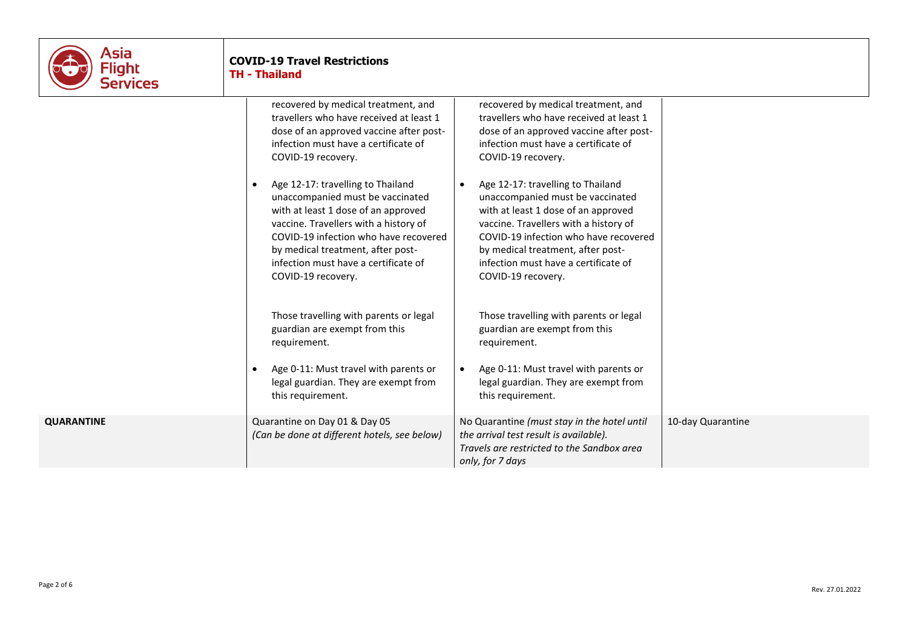| | | | |
|---|---|---|---|
| | recovered by medical treatment, and travellers who have received at least 1 dose of an approved vaccine after post-infection must have a certificate of COVID-19 recovery.<br><br>• Age 12-17: travelling to Thailand unaccompanied must be vaccinated with at least 1 dose of an approved vaccine. Travellers with a history of COVID-19 infection who have recovered by medical treatment, after post-infection must have a certificate of COVID-19 recovery.<br><br>Those travelling with parents or legal guardian are exempt from this requirement.<br><br>• Age 0-11: Must travel with parents or legal guardian. They are exempt from this requirement. | recovered by medical treatment, and travellers who have received at least 1 dose of an approved vaccine after post-infection must have a certificate of COVID-19 recovery.<br><br>• Age 12-17: travelling to Thailand unaccompanied must be vaccinated with at least 1 dose of an approved vaccine. Travellers with a history of COVID-19 infection who have recovered by medical treatment, after post-infection must have a certificate of COVID-19 recovery.<br><br>Those travelling with parents or legal guardian are exempt from this requirement.<br><br>• Age 0-11: Must travel with parents or legal guardian. They are exempt from this requirement. | |
| **QUARANTINE** | Quarantine on Day 01 & Day 05<br>*(Can be done at different hotels, see below)* | No Quarantine *(must stay in the hotel until the arrival test result is available). Travels are restricted to the Sandbox area only, for 7 days* | 10-day Quarantine |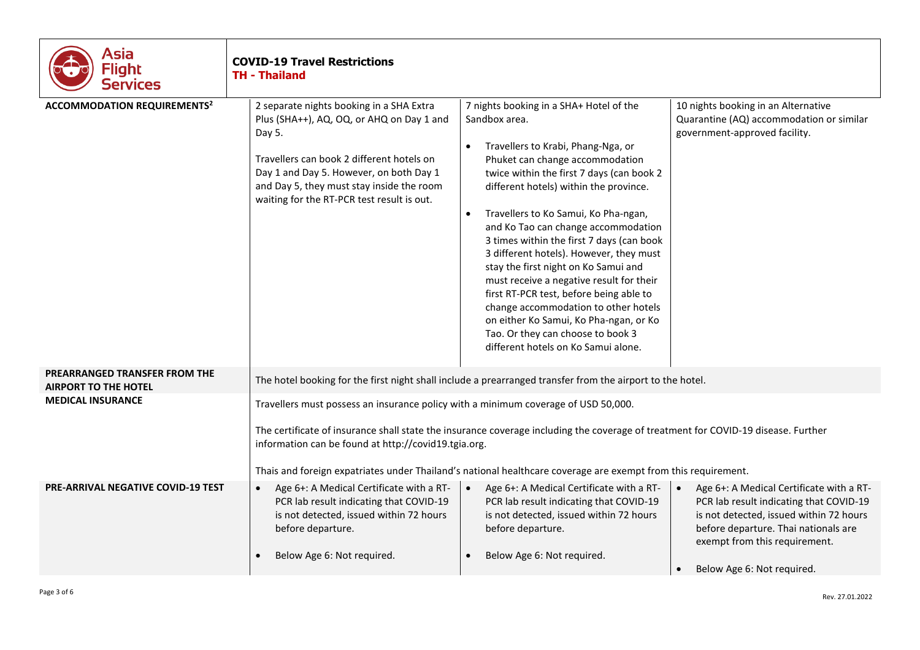**COVID-19 Travel Restrictions**
**TH - Thailand**

| | | | |
|---|---|---|---|
| **ACCOMMODATION REQUIREMENTS[2]** | 2 separate nights booking in a SHA Extra Plus (SHA++), AQ, OQ, or AHQ on Day 1 and Day 5.<br><br>Travellers can book 2 different hotels on Day 1 and Day 5. However, on both Day 1 and Day 5, they must stay inside the room waiting for the RT-PCR test result is out. | 7 nights booking in a SHA+ Hotel of the Sandbox area.<br><br>• Travellers to Krabi, Phang-Nga, or Phuket can change accommodation twice within the first 7 days (can book 2 different hotels) within the province.<br><br>• Travellers to Ko Samui, Ko Pha-ngan, and Ko Tao can change accommodation 3 times within the first 7 days (can book 3 different hotels). However, they must stay the first night on Ko Samui and must receive a negative result for their first RT-PCR test, before being able to change accommodation to other hotels on either Ko Samui, Ko Pha-ngan, or Ko Tao. Or they can choose to book 3 different hotels on Ko Samui alone. | 10 nights booking in an Alternative Quarantine (AQ) accommodation or similar government-approved facility. |
| **PREARRANGED TRANSFER FROM THE AIRPORT TO THE HOTEL** | The hotel booking for the first night shall include a prearranged transfer from the airport to the hotel. | | |
| **MEDICAL INSURANCE** | Travellers must possess an insurance policy with a minimum coverage of USD 50,000.<br><br>The certificate of insurance shall state the insurance coverage including the coverage of treatment for COVID-19 disease. Further information can be found at http://covid19.tgia.org.<br><br>Thais and foreign expatriates under Thailand's national healthcare coverage are exempt from this requirement. | | |
| **PRE-ARRIVAL NEGATIVE COVID-19 TEST** | • Age 6+: A Medical Certificate with a RT-PCR lab result indicating that COVID-19 is not detected, issued within 72 hours before departure.<br><br>• Below Age 6: Not required. | • Age 6+: A Medical Certificate with a RT-PCR lab result indicating that COVID-19 is not detected, issued within 72 hours before departure.<br><br>• Below Age 6: Not required. | • Age 6+: A Medical Certificate with a RT-PCR lab result indicating that COVID-19 is not detected, issued within 72 hours before departure. Thai nationals are exempt from this requirement.<br><br>• Below Age 6: Not required. |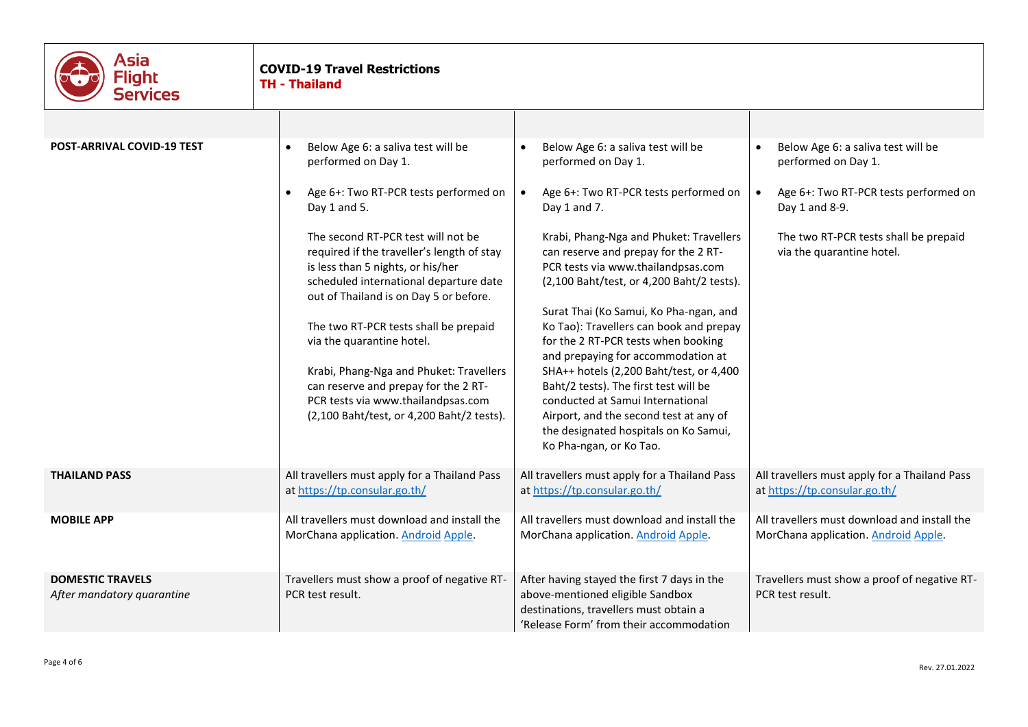| | | | |
|---|---|---|---|
| **POST-ARRIVAL COVID-19 TEST** | • Below Age 6: a saliva test will be performed on Day 1.<br><br>• Age 6+: Two RT-PCR tests performed on Day 1 and 5.<br><br>The second RT-PCR test will not be required if the traveller's length of stay is less than 5 nights, or his/her scheduled international departure date out of Thailand is on Day 5 or before.<br><br>The two RT-PCR tests shall be prepaid via the quarantine hotel.<br><br>Krabi, Phang-Nga and Phuket: Travellers can reserve and prepay for the 2 RT-PCR tests via www.thailandpsas.com (2,100 Baht/test, or 4,200 Baht/2 tests). | • Below Age 6: a saliva test will be performed on Day 1.<br><br>• Age 6+: Two RT-PCR tests performed on Day 1 and 7.<br><br>Krabi, Phang-Nga and Phuket: Travellers can reserve and prepay for the 2 RT-PCR tests via www.thailandpsas.com (2,100 Baht/test, or 4,200 Baht/2 tests).<br><br>Surat Thai (Ko Samui, Ko Pha-ngan, and Ko Tao): Travellers can book and prepay for the 2 RT-PCR tests when booking and prepaying for accommodation at SHA++ hotels (2,200 Baht/test, or 4,400 Baht/2 tests). The first test will be conducted at Samui International Airport, and the second test at any of the designated hospitals on Ko Samui, Ko Pha-ngan, or Ko Tao. | • Below Age 6: a saliva test will be performed on Day 1.<br><br>• Age 6+: Two RT-PCR tests performed on Day 1 and 8-9.<br><br>The two RT-PCR tests shall be prepaid via the quarantine hotel. |
| **THAILAND PASS** | All travellers must apply for a Thailand Pass at https://tp.consular.go.th/ | All travellers must apply for a Thailand Pass at https://tp.consular.go.th/ | All travellers must apply for a Thailand Pass at https://tp.consular.go.th/ |
| **MOBILE APP** | All travellers must download and install the MorChana application. Android Apple. | All travellers must download and install the MorChana application. Android Apple. | All travellers must download and install the MorChana application. Android Apple. |
| **DOMESTIC TRAVELS**<br>*After mandatory quarantine* | Travellers must show a proof of negative RT-PCR test result. | After having stayed the first 7 days in the above-mentioned eligible Sandbox destinations, travellers must obtain a 'Release Form' from their accommodation | Travellers must show a proof of negative RT-PCR test result. |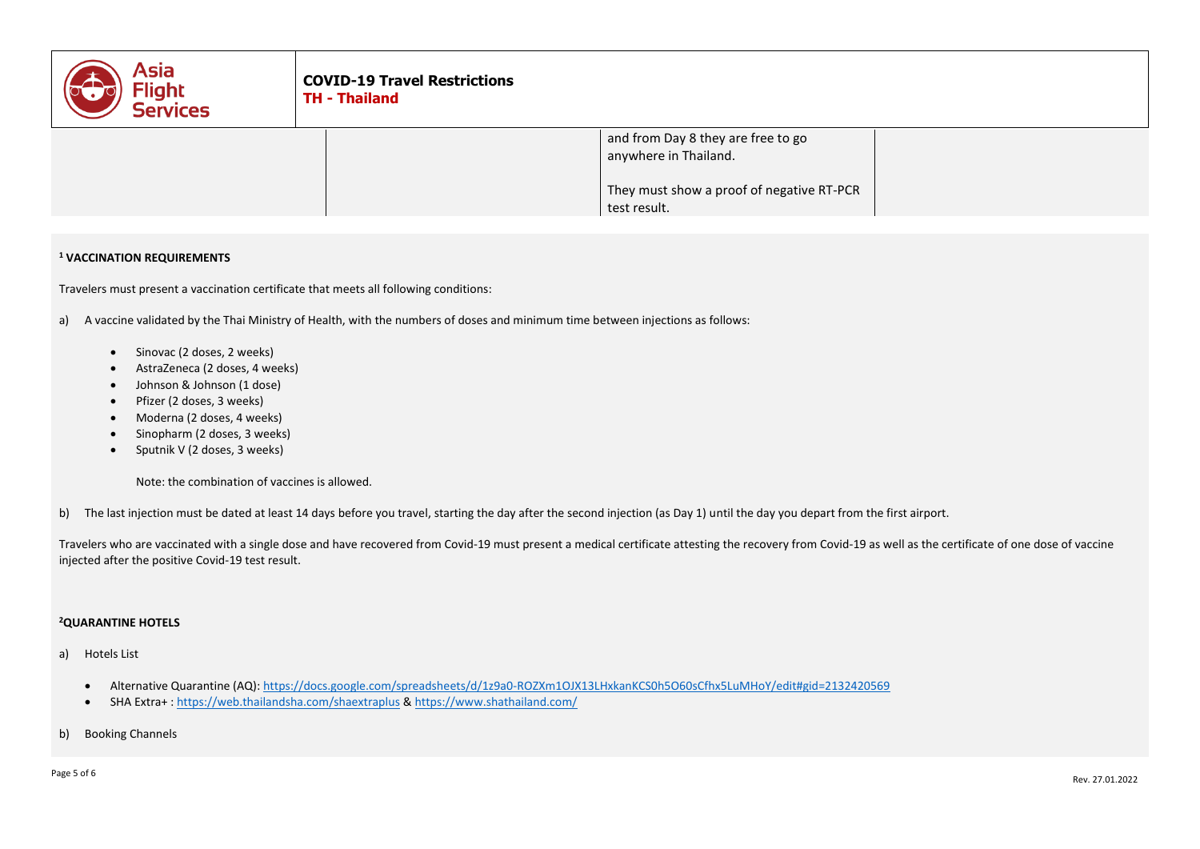| | | | |
|---|---|---|---|
| | | and from Day 8 they are free to go anywhere in Thailand.<br><br>They must show a proof of negative RT-PCR test result. | |

**[1] VACCINATION REQUIREMENTS**

Travelers must present a vaccination certificate that meets all following conditions:

a) A vaccine validated by the Thai Ministry of Health, with the numbers of doses and minimum time between injections as follows:

- Sinovac (2 doses, 2 weeks)
- AstraZeneca (2 doses, 4 weeks)
- Johnson & Johnson (1 dose)
- Pfizer (2 doses, 3 weeks)
- Moderna (2 doses, 4 weeks)
- Sinopharm (2 doses, 3 weeks)
- Sputnik V (2 doses, 3 weeks)

  Note: the combination of vaccines is allowed.

b) The last injection must be dated at least 14 days before you travel, starting the day after the second injection (as Day 1) until the day you depart from the first airport.

Travelers who are vaccinated with a single dose and have recovered from Covid-19 must present a medical certificate attesting the recovery from Covid-19 as well as the certificate of one dose of vaccine injected after the positive Covid-19 test result.

**[2]QUARANTINE HOTELS**

a) Hotels List

- Alternative Quarantine (AQ): https://docs.google.com/spreadsheets/d/1z9a0-ROZXm1OJX13LHxkanKCS0h5O60sCfhx5LuMHoY/edit#gid=2132420569
- SHA Extra+ : https://web.thailandsha.com/shaextraplus & https://www.shathailand.com/

b) Booking Channels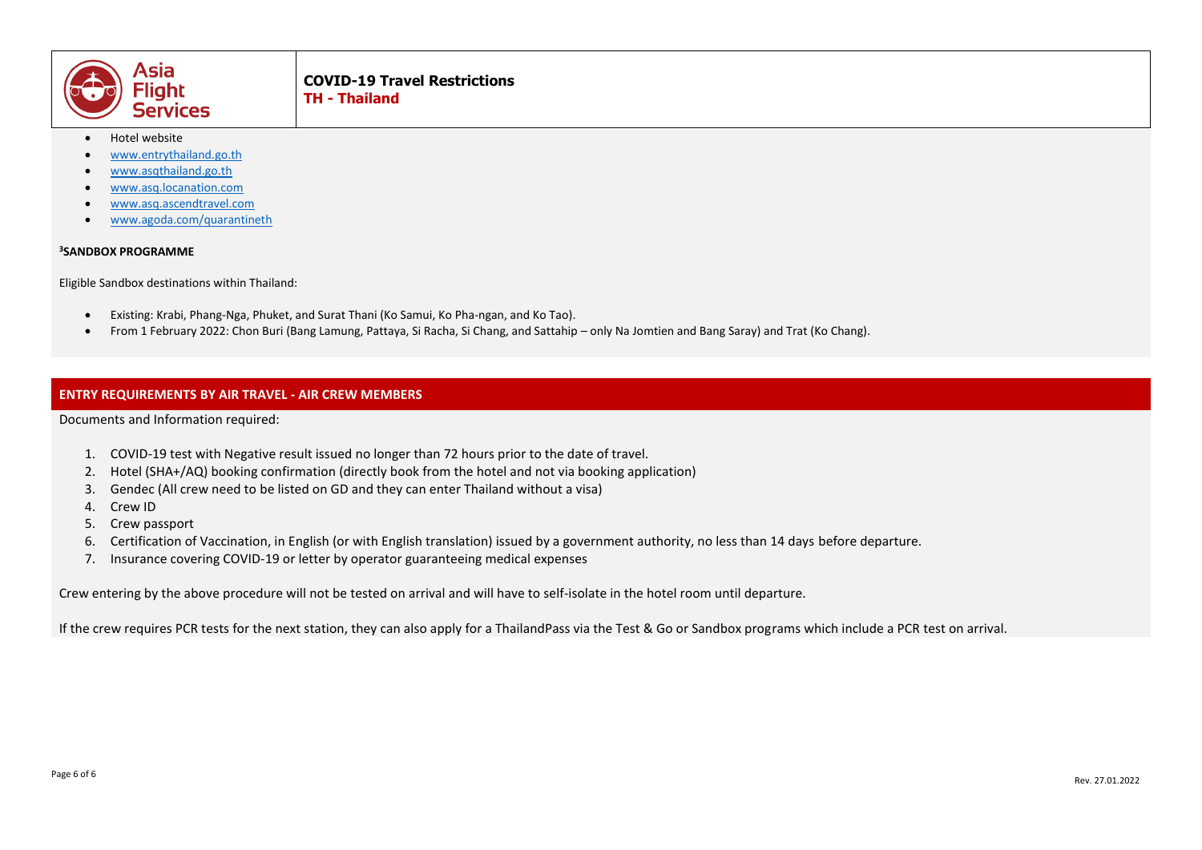- Hotel website
- www.entrythailand.go.th
- www.asqthailand.go.th
- www.asq.locanation.com
- www.asq.ascendtravel.com
- www.agoda.com/quarantineth

**[3]SANDBOX PROGRAMME**

Eligible Sandbox destinations within Thailand:

- Existing: Krabi, Phang-Nga, Phuket, and Surat Thani (Ko Samui, Ko Pha-ngan, and Ko Tao).
- From 1 February 2022: Chon Buri (Bang Lamung, Pattaya, Si Racha, Si Chang, and Sattahip – only Na Jomtien and Bang Saray) and Trat (Ko Chang).

## ENTRY REQUIREMENTS BY AIR TRAVEL - AIR CREW MEMBERS

Documents and Information required:

1. COVID-19 test with Negative result issued no longer than 72 hours prior to the date of travel.
2. Hotel (SHA+/AQ) booking confirmation (directly book from the hotel and not via booking application)
3. Gendec (All crew need to be listed on GD and they can enter Thailand without a visa)
4. Crew ID
5. Crew passport
6. Certification of Vaccination, in English (or with English translation) issued by a government authority, no less than 14 days before departure.
7. Insurance covering COVID-19 or letter by operator guaranteeing medical expenses

Crew entering by the above procedure will not be tested on arrival and will have to self-isolate in the hotel room until departure.

If the crew requires PCR tests for the next station, they can also apply for a ThailandPass via the Test & Go or Sandbox programs which include a PCR test on arrival.

Rev. 27.01.2022